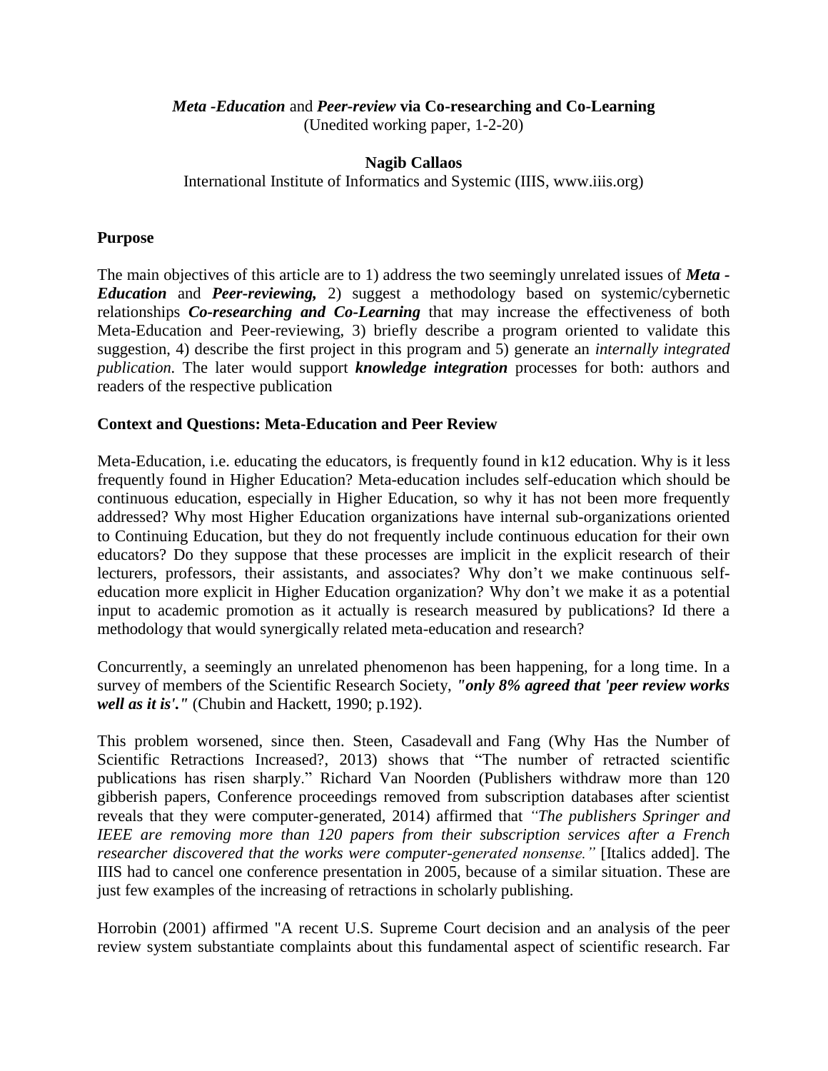# ***Meta -Education*** and ***Peer-review*** via Co-researching and Co-Learning

(Unedited working paper, 1-2-20)

**Nagib Callaos**

International Institute of Informatics and Systemic (IIIS, www.iiis.org)

## Purpose

The main objectives of this article are to 1) address the two seemingly unrelated issues of ***Meta - Education*** and ***Peer-reviewing,*** 2) suggest a methodology based on systemic/cybernetic relationships ***Co-researching and Co-Learning*** that may increase the effectiveness of both Meta-Education and Peer-reviewing, 3) briefly describe a program oriented to validate this suggestion, 4) describe the first project in this program and 5) generate an *internally integrated publication.* The later would support ***knowledge integration*** processes for both: authors and readers of the respective publication

## Context and Questions: Meta-Education and Peer Review

Meta-Education, i.e. educating the educators, is frequently found in k12 education. Why is it less frequently found in Higher Education? Meta-education includes self-education which should be continuous education, especially in Higher Education, so why it has not been more frequently addressed? Why most Higher Education organizations have internal sub-organizations oriented to Continuing Education, but they do not frequently include continuous education for their own educators? Do they suppose that these processes are implicit in the explicit research of their lecturers, professors, their assistants, and associates? Why don't we make continuous self-education more explicit in Higher Education organization? Why don't we make it as a potential input to academic promotion as it actually is research measured by publications? Id there a methodology that would synergically related meta-education and research?

Concurrently, a seemingly an unrelated phenomenon has been happening, for a long time. In a survey of members of the Scientific Research Society, ***"only 8% agreed that 'peer review works well as it is'."*** (Chubin and Hackett, 1990; p.192).

This problem worsened, since then. Steen, Casadevall and Fang (Why Has the Number of Scientific Retractions Increased?, 2013) shows that "The number of retracted scientific publications has risen sharply." Richard Van Noorden (Publishers withdraw more than 120 gibberish papers, Conference proceedings removed from subscription databases after scientist reveals that they were computer-generated, 2014) affirmed that *"The publishers Springer and IEEE are removing more than 120 papers from their subscription services after a French researcher discovered that the works were computer-generated nonsense."* [Italics added]. The IIIS had to cancel one conference presentation in 2005, because of a similar situation. These are just few examples of the increasing of retractions in scholarly publishing.

Horrobin (2001) affirmed "A recent U.S. Supreme Court decision and an analysis of the peer review system substantiate complaints about this fundamental aspect of scientific research. Far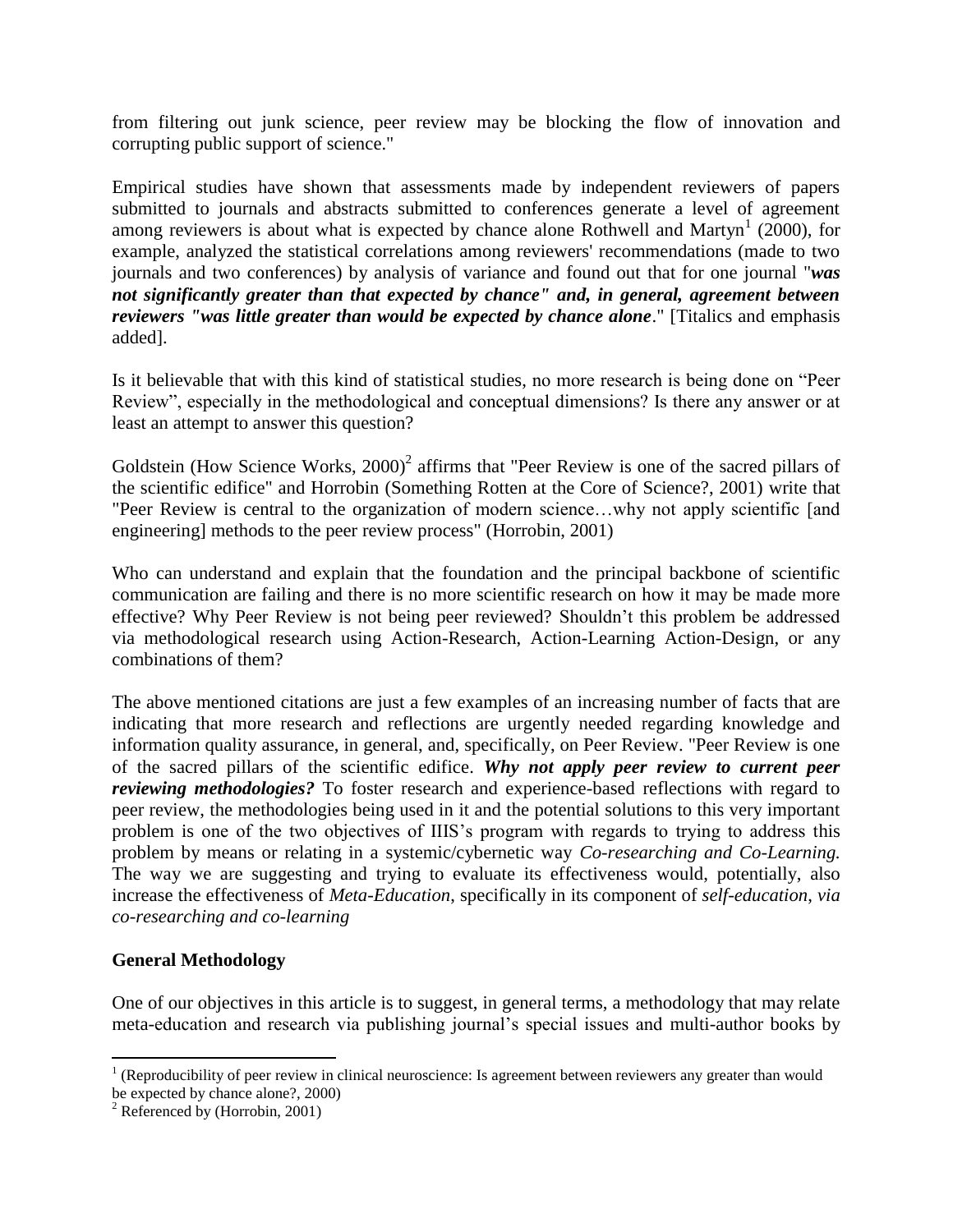from filtering out junk science, peer review may be blocking the flow of innovation and corrupting public support of science."

Empirical studies have shown that assessments made by independent reviewers of papers submitted to journals and abstracts submitted to conferences generate a level of agreement among reviewers is about what is expected by chance alone Rothwell and Martyn[1] (2000), for example, analyzed the statistical correlations among reviewers' recommendations (made to two journals and two conferences) by analysis of variance and found out that for one journal "***was not significantly greater than that expected by chance" and, in general, agreement between reviewers "was little greater than would be expected by chance alone***." [Titalics and emphasis added].

Is it believable that with this kind of statistical studies, no more research is being done on "Peer Review", especially in the methodological and conceptual dimensions? Is there any answer or at least an attempt to answer this question?

Goldstein (How Science Works, 2000)[2] affirms that "Peer Review is one of the sacred pillars of the scientific edifice" and Horrobin (Something Rotten at the Core of Science?, 2001) write that "Peer Review is central to the organization of modern science…why not apply scientific [and engineering] methods to the peer review process" (Horrobin, 2001)

Who can understand and explain that the foundation and the principal backbone of scientific communication are failing and there is no more scientific research on how it may be made more effective? Why Peer Review is not being peer reviewed? Shouldn't this problem be addressed via methodological research using Action-Research, Action-Learning Action-Design, or any combinations of them?

The above mentioned citations are just a few examples of an increasing number of facts that are indicating that more research and reflections are urgently needed regarding knowledge and information quality assurance, in general, and, specifically, on Peer Review. "Peer Review is one of the sacred pillars of the scientific edifice. ***Why not apply peer review to current peer reviewing methodologies?*** To foster research and experience-based reflections with regard to peer review, the methodologies being used in it and the potential solutions to this very important problem is one of the two objectives of IIIS's program with regards to trying to address this problem by means or relating in a systemic/cybernetic way *Co-researching and Co-Learning.* The way we are suggesting and trying to evaluate its effectiveness would, potentially, also increase the effectiveness of *Meta-Education*, specifically in its component of *self-education*, *via co-researching and co-learning*

## General Methodology

One of our objectives in this article is to suggest, in general terms, a methodology that may relate meta-education and research via publishing journal's special issues and multi-author books by

---

[1] (Reproducibility of peer review in clinical neuroscience: Is agreement between reviewers any greater than would be expected by chance alone?, 2000)

[2] Referenced by (Horrobin, 2001)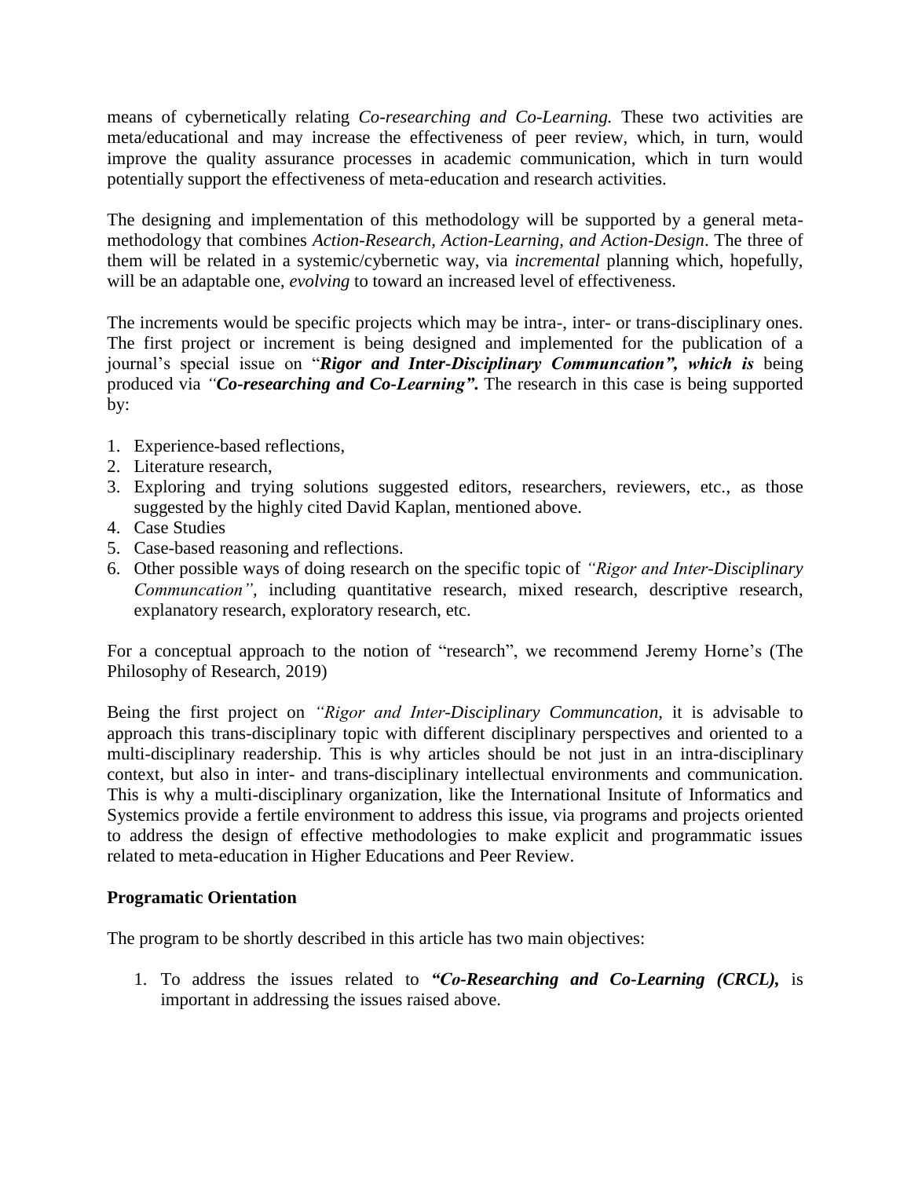means of cybernetically relating *Co-researching and Co-Learning.* These two activities are meta/educational and may increase the effectiveness of peer review, which, in turn, would improve the quality assurance processes in academic communication, which in turn would potentially support the effectiveness of meta-education and research activities.

The designing and implementation of this methodology will be supported by a general meta-methodology that combines *Action-Research, Action-Learning, and Action-Design*. The three of them will be related in a systemic/cybernetic way, via *incremental* planning which, hopefully, will be an adaptable one, *evolving* to toward an increased level of effectiveness.

The increments would be specific projects which may be intra-, inter- or trans-disciplinary ones. The first project or increment is being designed and implemented for the publication of a journal's special issue on "***Rigor and Inter-Disciplinary Communcation", which is*** being produced via *"**Co-researching and Co-Learning".*** The research in this case is being supported by:

1. Experience-based reflections,
2. Literature research,
3. Exploring and trying solutions suggested editors, researchers, reviewers, etc., as those suggested by the highly cited David Kaplan, mentioned above.
4. Case Studies
5. Case-based reasoning and reflections.
6. Other possible ways of doing research on the specific topic of *"Rigor and Inter-Disciplinary Communcation"*, including quantitative research, mixed research, descriptive research, explanatory research, exploratory research, etc.

For a conceptual approach to the notion of "research", we recommend Jeremy Horne's (The Philosophy of Research, 2019)

Being the first project on *"Rigor and Inter-Disciplinary Communcation*, it is advisable to approach this trans-disciplinary topic with different disciplinary perspectives and oriented to a multi-disciplinary readership. This is why articles should be not just in an intra-disciplinary context, but also in inter- and trans-disciplinary intellectual environments and communication. This is why a multi-disciplinary organization, like the International Insitute of Informatics and Systemics provide a fertile environment to address this issue, via programs and projects oriented to address the design of effective methodologies to make explicit and programmatic issues related to meta-education in Higher Educations and Peer Review.

**Programatic Orientation**

The program to be shortly described in this article has two main objectives:

1. To address the issues related to ***"Co-Researching and Co-Learning (CRCL),*** is important in addressing the issues raised above.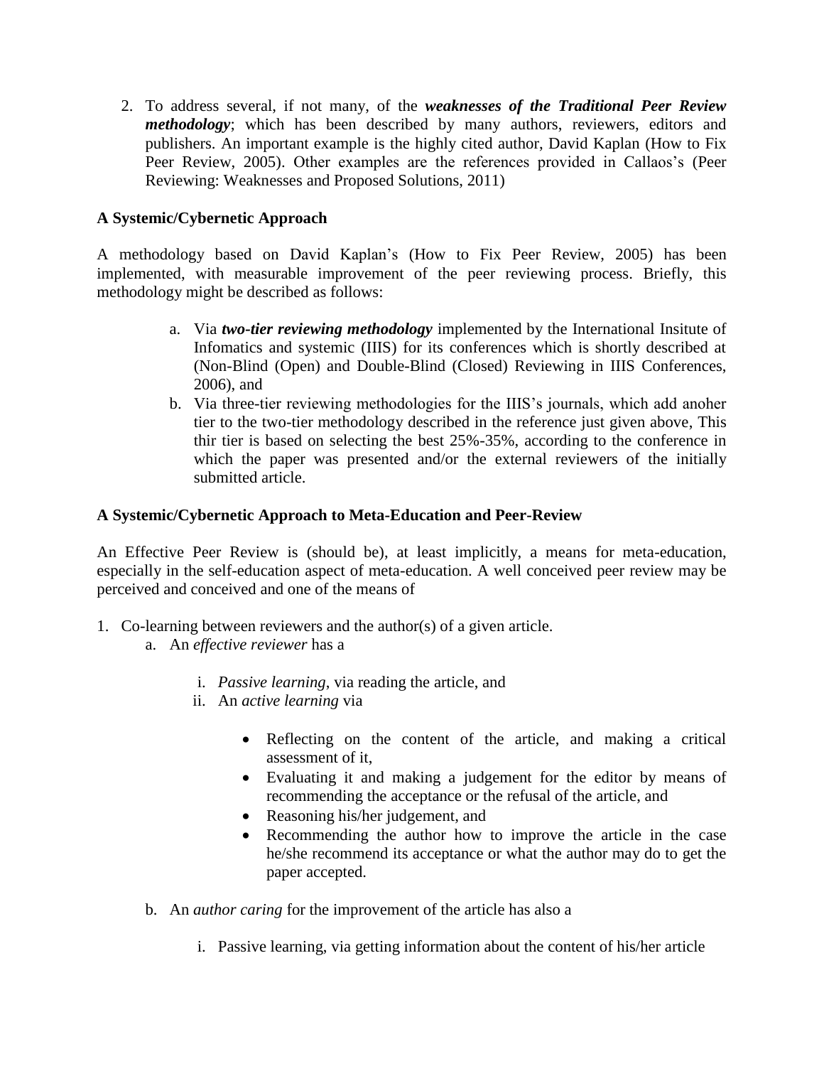2. To address several, if not many, of the ***weaknesses of the Traditional Peer Review methodology***; which has been described by many authors, reviewers, editors and publishers. An important example is the highly cited author, David Kaplan (How to Fix Peer Review, 2005). Other examples are the references provided in Callaos's (Peer Reviewing: Weaknesses and Proposed Solutions, 2011)

**A Systemic/Cybernetic Approach**

A methodology based on David Kaplan's (How to Fix Peer Review, 2005) has been implemented, with measurable improvement of the peer reviewing process. Briefly, this methodology might be described as follows:

a. Via ***two-tier reviewing methodology*** implemented by the International Insitute of Infomatics and systemic (IIIS) for its conferences which is shortly described at (Non-Blind (Open) and Double-Blind (Closed) Reviewing in IIIS Conferences, 2006), and
b. Via three-tier reviewing methodologies for the IIIS's journals, which add anoher tier to the two-tier methodology described in the reference just given above, This thir tier is based on selecting the best 25%-35%, according to the conference in which the paper was presented and/or the external reviewers of the initially submitted article.

**A Systemic/Cybernetic Approach to Meta-Education and Peer-Review**

An Effective Peer Review is (should be), at least implicitly, a means for meta-education, especially in the self-education aspect of meta-education. A well conceived peer review may be perceived and conceived and one of the means of

1. Co-learning between reviewers and the author(s) of a given article.
   a. An *effective reviewer* has a
      i. *Passive learning*, via reading the article, and
      ii. An *active learning* via
         - Reflecting on the content of the article, and making a critical assessment of it,
         - Evaluating it and making a judgement for the editor by means of recommending the acceptance or the refusal of the article, and
         - Reasoning his/her judgement, and
         - Recommending the author how to improve the article in the case he/she recommend its acceptance or what the author may do to get the paper accepted.
   b. An *author caring* for the improvement of the article has also a
      i. Passive learning, via getting information about the content of his/her article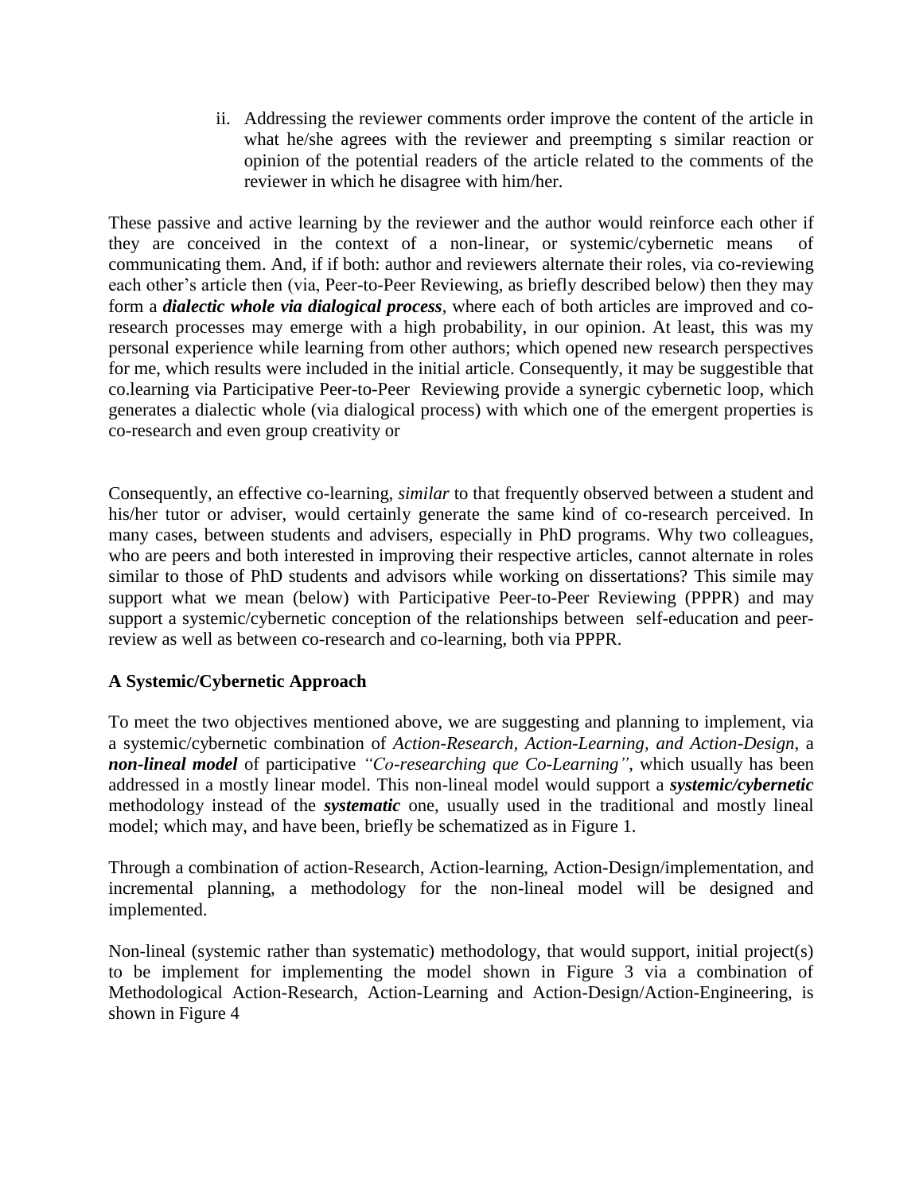ii. Addressing the reviewer comments order improve the content of the article in what he/she agrees with the reviewer and preempting s similar reaction or opinion of the potential readers of the article related to the comments of the reviewer in which he disagree with him/her.

These passive and active learning by the reviewer and the author would reinforce each other if they are conceived in the context of a non-linear, or systemic/cybernetic means of communicating them. And, if if both: author and reviewers alternate their roles, via co-reviewing each other's article then (via, Peer-to-Peer Reviewing, as briefly described below) then they may form a ***dialectic whole via dialogical process***, where each of both articles are improved and co-research processes may emerge with a high probability, in our opinion. At least, this was my personal experience while learning from other authors; which opened new research perspectives for me, which results were included in the initial article. Consequently, it may be suggestible that co.learning via Participative Peer-to-Peer Reviewing provide a synergic cybernetic loop, which generates a dialectic whole (via dialogical process) with which one of the emergent properties is co-research and even group creativity or

Consequently, an effective co-learning, *similar* to that frequently observed between a student and his/her tutor or adviser, would certainly generate the same kind of co-research perceived. In many cases, between students and advisers, especially in PhD programs. Why two colleagues, who are peers and both interested in improving their respective articles, cannot alternate in roles similar to those of PhD students and advisors while working on dissertations? This simile may support what we mean (below) with Participative Peer-to-Peer Reviewing (PPPR) and may support a systemic/cybernetic conception of the relationships between self-education and peer-review as well as between co-research and co-learning, both via PPPR.

**A Systemic/Cybernetic Approach**

To meet the two objectives mentioned above, we are suggesting and planning to implement, via a systemic/cybernetic combination of *Action-Research, Action-Learning, and Action-Design*, a ***non-lineal model*** of participative *"Co-researching que Co-Learning"*, which usually has been addressed in a mostly linear model. This non-lineal model would support a ***systemic/cybernetic*** methodology instead of the ***systematic*** one, usually used in the traditional and mostly lineal model; which may, and have been, briefly be schematized as in Figure 1.

Through a combination of action-Research, Action-learning, Action-Design/implementation, and incremental planning, a methodology for the non-lineal model will be designed and implemented.

Non-lineal (systemic rather than systematic) methodology, that would support, initial project(s) to be implement for implementing the model shown in Figure 3 via a combination of Methodological Action-Research, Action-Learning and Action-Design/Action-Engineering, is shown in Figure 4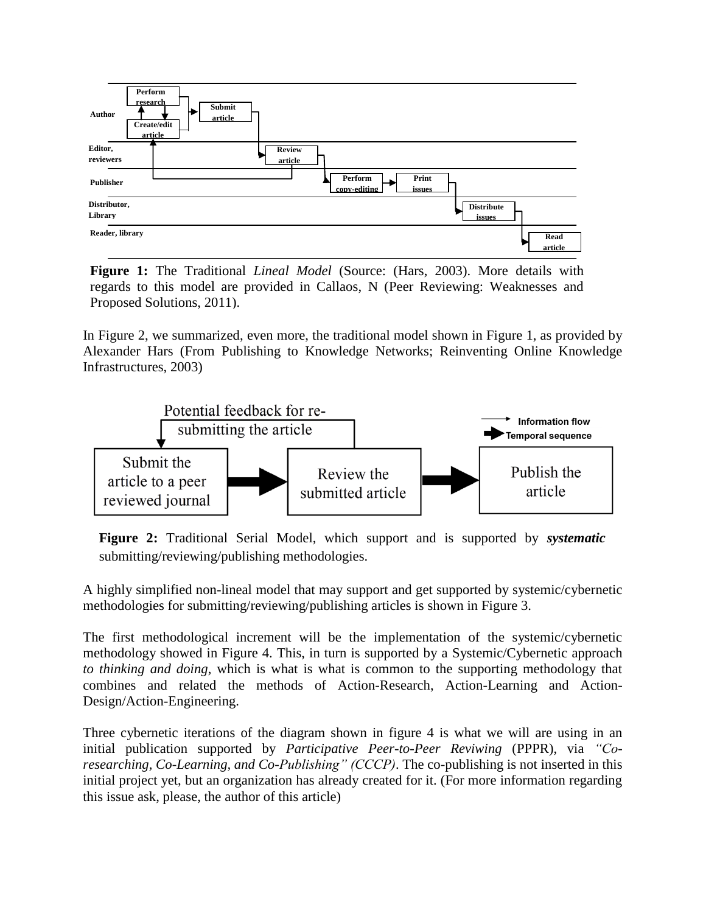**Figure 1:** The Traditional *Lineal Model* (Source: (Hars, 2003). More details with regards to this model are provided in Callaos, N (Peer Reviewing: Weaknesses and Proposed Solutions, 2011).

In Figure 2, we summarized, even more, the traditional model shown in Figure 1, as provided by Alexander Hars (From Publishing to Knowledge Networks; Reinventing Online Knowledge Infrastructures, 2003)

**Figure 2:** Traditional Serial Model, which support and is supported by ***systematic*** submitting/reviewing/publishing methodologies.

A highly simplified non-lineal model that may support and get supported by systemic/cybernetic methodologies for submitting/reviewing/publishing articles is shown in Figure 3.

The first methodological increment will be the implementation of the systemic/cybernetic methodology showed in Figure 4. This, in turn is supported by a Systemic/Cybernetic approach *to thinking and doing*, which is what is what is common to the supporting methodology that combines and related the methods of Action-Research, Action-Learning and Action-Design/Action-Engineering.

Three cybernetic iterations of the diagram shown in figure 4 is what we will are using in an initial publication supported by *Participative Peer-to-Peer Reviwing* (PPPR), via *"Co-researching, Co-Learning, and Co-Publishing" (CCCP)*. The co-publishing is not inserted in this initial project yet, but an organization has already created for it. (For more information regarding this issue ask, please, the author of this article)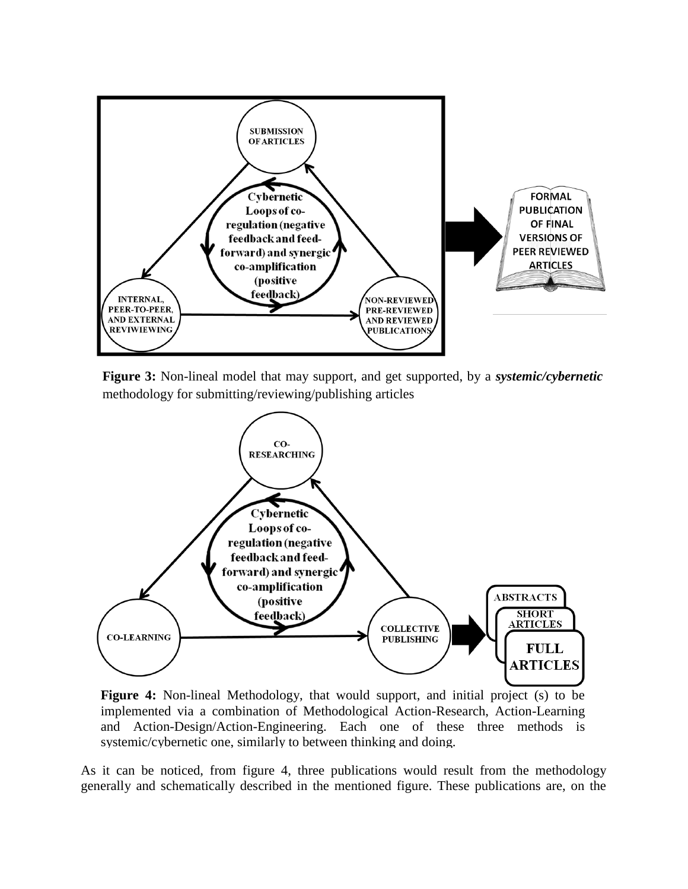Figure 3: Non-lineal model that may support, and get supported, by a ***systemic/cybernetic*** methodology for submitting/reviewing/publishing articles

Figure 4: Non-lineal Methodology, that would support, and initial project (s) to be implemented via a combination of Methodological Action-Research, Action-Learning and Action-Design/Action-Engineering. Each one of these three methods is systemic/cybernetic one, similarly to between thinking and doing.

As it can be noticed, from figure 4, three publications would result from the methodology generally and schematically described in the mentioned figure. These publications are, on the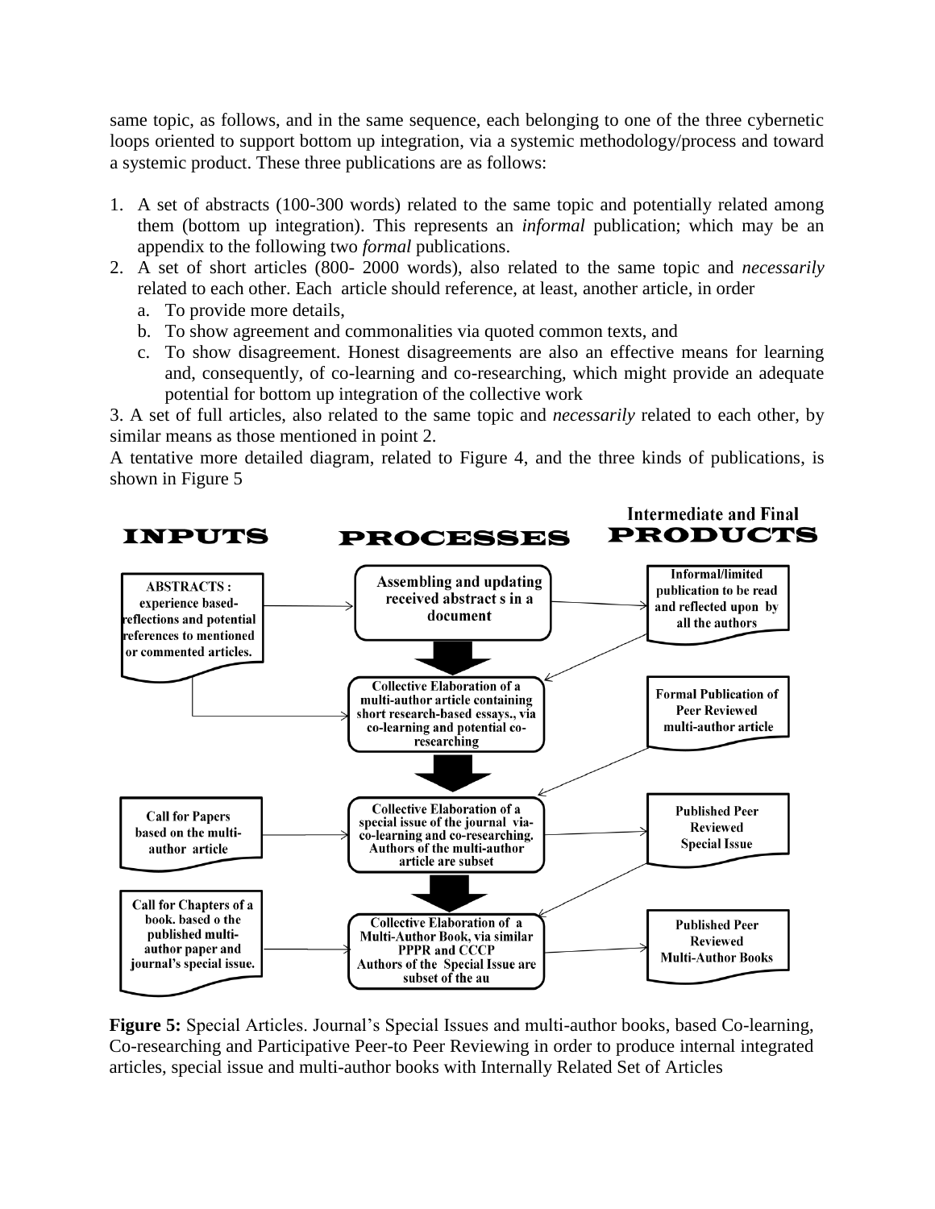same topic, as follows, and in the same sequence, each belonging to one of the three cybernetic loops oriented to support bottom up integration, via a systemic methodology/process and toward a systemic product. These three publications are as follows:

1. A set of abstracts (100-300 words) related to the same topic and potentially related among them (bottom up integration). This represents an *informal* publication; which may be an appendix to the following two *formal* publications.
2. A set of short articles (800- 2000 words), also related to the same topic and *necessarily* related to each other. Each article should reference, at least, another article, in order
   a. To provide more details,
   b. To show agreement and commonalities via quoted common texts, and
   c. To show disagreement. Honest disagreements are also an effective means for learning and, consequently, of co-learning and co-researching, which might provide an adequate potential for bottom up integration of the collective work

3. A set of full articles, also related to the same topic and *necessarily* related to each other, by similar means as those mentioned in point 2.

A tentative more detailed diagram, related to Figure 4, and the three kinds of publications, is shown in Figure 5

INPUTS

PROCESSES

Intermediate and Final PRODUCTS

ABSTRACTS : experience based-reflections and potential references to mentioned or commented articles.

Assembling and updating received abstract s in a document

Informal/limited publication to be read and reflected upon by all the authors

Collective Elaboration of a multi-author article containing short research-based essays., via co-learning and potential co-researching

Formal Publication of Peer Reviewed multi-author article

Call for Papers based on the multi-author article

Collective Elaboration of a special issue of the journal via-co-learning and co-researching. Authors of the multi-author article are subset

Published Peer Reviewed Special Issue

Call for Chapters of a book. based o the published multi-author paper and journal's special issue.

Collective Elaboration of a Multi-Author Book, via similar PPPR and CCCP Authors of the Special Issue are subset of the au

Published Peer Reviewed Multi-Author Books

**Figure 5:** Special Articles. Journal's Special Issues and multi-author books, based Co-learning, Co-researching and Participative Peer-to Peer Reviewing in order to produce internal integrated articles, special issue and multi-author books with Internally Related Set of Articles